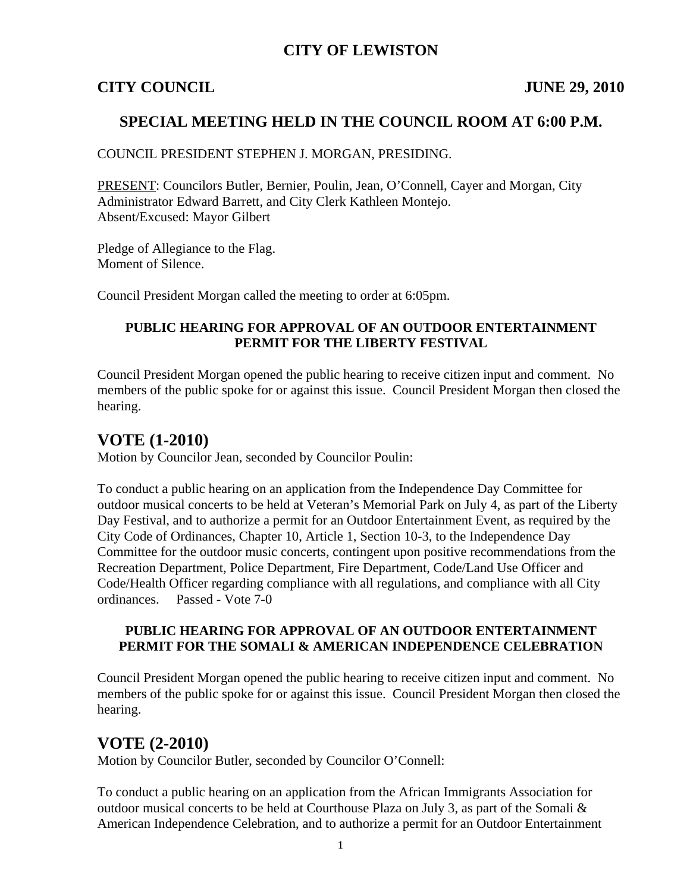# CITY OF LEWISTON

**CITY COUNCIL JUNE 29, 2010**

## SPECIAL MEETING HELD IN THE COUNCIL ROOM AT 6:00 P.M.

COUNCIL PRESIDENT STEPHEN J. MORGAN, PRESIDING.

PRESENT: Councilors Butler, Bernier, Poulin, Jean, O'Connell, Cayer and Morgan, City Administrator Edward Barrett, and City Clerk Kathleen Montejo.
Absent/Excused: Mayor Gilbert

Pledge of Allegiance to the Flag.
Moment of Silence.

Council President Morgan called the meeting to order at 6:05pm.

### PUBLIC HEARING FOR APPROVAL OF AN OUTDOOR ENTERTAINMENT PERMIT FOR THE LIBERTY FESTIVAL

Council President Morgan opened the public hearing to receive citizen input and comment. No members of the public spoke for or against this issue. Council President Morgan then closed the hearing.

## VOTE (1-2010)

Motion by Councilor Jean, seconded by Councilor Poulin:

To conduct a public hearing on an application from the Independence Day Committee for outdoor musical concerts to be held at Veteran's Memorial Park on July 4, as part of the Liberty Day Festival, and to authorize a permit for an Outdoor Entertainment Event, as required by the City Code of Ordinances, Chapter 10, Article 1, Section 10-3, to the Independence Day Committee for the outdoor music concerts, contingent upon positive recommendations from the Recreation Department, Police Department, Fire Department, Code/Land Use Officer and Code/Health Officer regarding compliance with all regulations, and compliance with all City ordinances. Passed - Vote 7-0

### PUBLIC HEARING FOR APPROVAL OF AN OUTDOOR ENTERTAINMENT PERMIT FOR THE SOMALI & AMERICAN INDEPENDENCE CELEBRATION

Council President Morgan opened the public hearing to receive citizen input and comment. No members of the public spoke for or against this issue. Council President Morgan then closed the hearing.

## VOTE (2-2010)

Motion by Councilor Butler, seconded by Councilor O'Connell:

To conduct a public hearing on an application from the African Immigrants Association for outdoor musical concerts to be held at Courthouse Plaza on July 3, as part of the Somali & American Independence Celebration, and to authorize a permit for an Outdoor Entertainment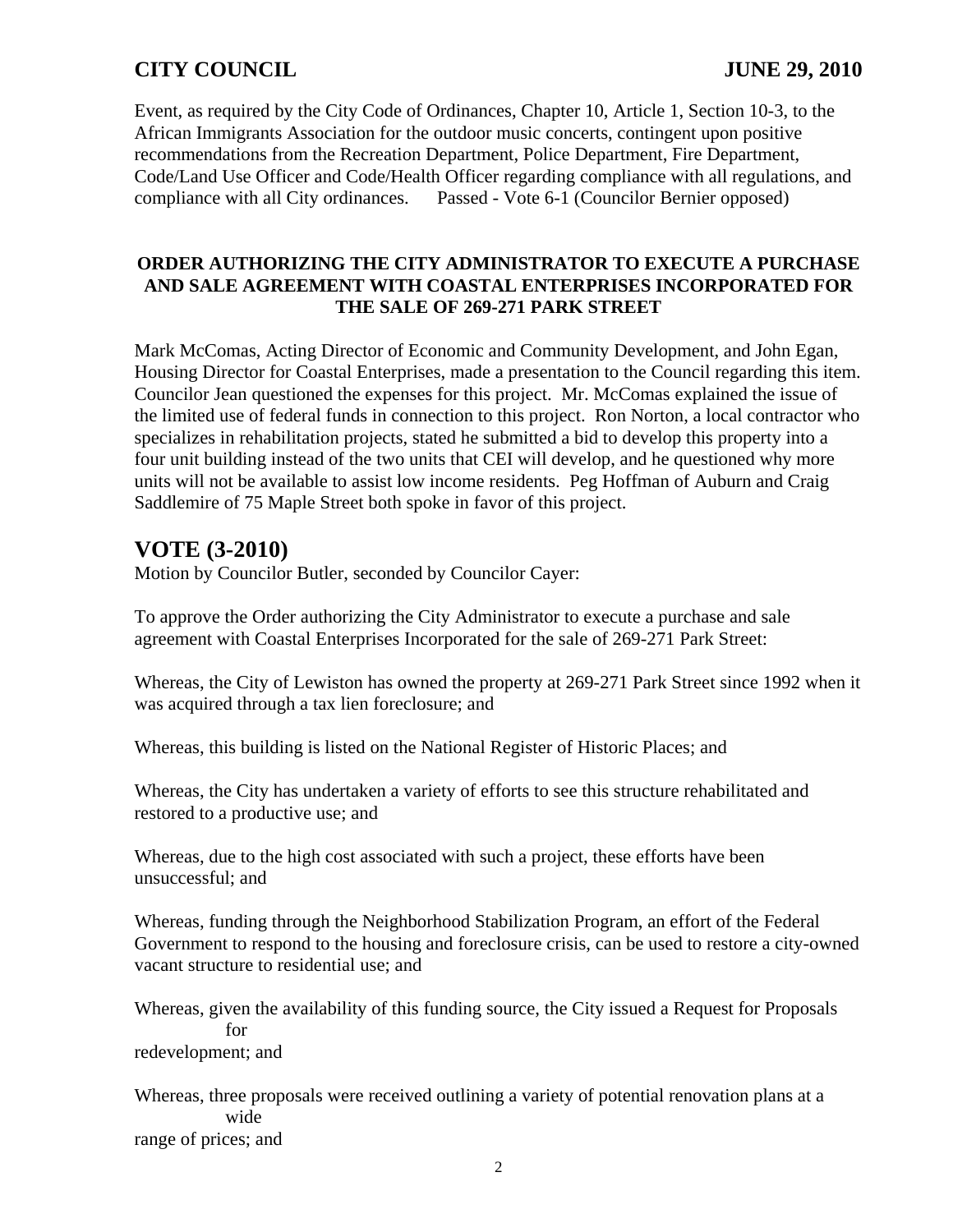Event, as required by the City Code of Ordinances, Chapter 10, Article 1, Section 10-3, to the African Immigrants Association for the outdoor music concerts, contingent upon positive recommendations from the Recreation Department, Police Department, Fire Department, Code/Land Use Officer and Code/Health Officer regarding compliance with all regulations, and compliance with all City ordinances.      Passed - Vote 6-1 (Councilor Bernier opposed)

**ORDER AUTHORIZING THE CITY ADMINISTRATOR TO EXECUTE A PURCHASE AND SALE AGREEMENT WITH COASTAL ENTERPRISES INCORPORATED FOR THE SALE OF 269-271 PARK STREET**

Mark McComas, Acting Director of Economic and Community Development, and John Egan, Housing Director for Coastal Enterprises, made a presentation to the Council regarding this item. Councilor Jean questioned the expenses for this project. Mr. McComas explained the issue of the limited use of federal funds in connection to this project. Ron Norton, a local contractor who specializes in rehabilitation projects, stated he submitted a bid to develop this property into a four unit building instead of the two units that CEI will develop, and he questioned why more units will not be available to assist low income residents. Peg Hoffman of Auburn and Craig Saddlemire of 75 Maple Street both spoke in favor of this project.

## VOTE (3-2010)

Motion by Councilor Butler, seconded by Councilor Cayer:

To approve the Order authorizing the City Administrator to execute a purchase and sale agreement with Coastal Enterprises Incorporated for the sale of 269-271 Park Street:

Whereas, the City of Lewiston has owned the property at 269-271 Park Street since 1992 when it was acquired through a tax lien foreclosure; and

Whereas, this building is listed on the National Register of Historic Places; and

Whereas, the City has undertaken a variety of efforts to see this structure rehabilitated and restored to a productive use; and

Whereas, due to the high cost associated with such a project, these efforts have been unsuccessful; and

Whereas, funding through the Neighborhood Stabilization Program, an effort of the Federal Government to respond to the housing and foreclosure crisis, can be used to restore a city-owned vacant structure to residential use; and

Whereas, given the availability of this funding source, the City issued a Request for Proposals for redevelopment; and

Whereas, three proposals were received outlining a variety of potential renovation plans at a wide range of prices; and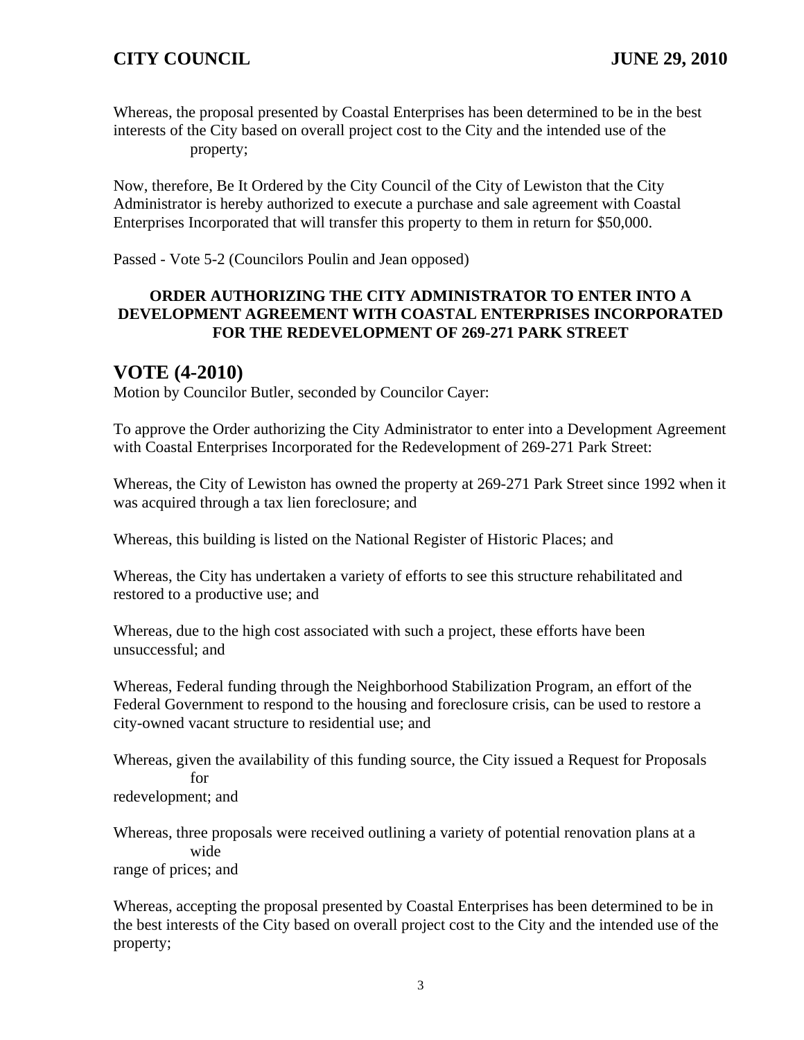Whereas, the proposal presented by Coastal Enterprises has been determined to be in the best interests of the City based on overall project cost to the City and the intended use of the property;

Now, therefore, Be It Ordered by the City Council of the City of Lewiston that the City Administrator is hereby authorized to execute a purchase and sale agreement with Coastal Enterprises Incorporated that will transfer this property to them in return for $50,000.

Passed - Vote 5-2 (Councilors Poulin and Jean opposed)

**ORDER AUTHORIZING THE CITY ADMINISTRATOR TO ENTER INTO A DEVELOPMENT AGREEMENT WITH COASTAL ENTERPRISES INCORPORATED FOR THE REDEVELOPMENT OF 269-271 PARK STREET**

## VOTE (4-2010)

Motion by Councilor Butler, seconded by Councilor Cayer:

To approve the Order authorizing the City Administrator to enter into a Development Agreement with Coastal Enterprises Incorporated for the Redevelopment of 269-271 Park Street:

Whereas, the City of Lewiston has owned the property at 269-271 Park Street since 1992 when it was acquired through a tax lien foreclosure; and

Whereas, this building is listed on the National Register of Historic Places; and

Whereas, the City has undertaken a variety of efforts to see this structure rehabilitated and restored to a productive use; and

Whereas, due to the high cost associated with such a project, these efforts have been unsuccessful; and

Whereas, Federal funding through the Neighborhood Stabilization Program, an effort of the Federal Government to respond to the housing and foreclosure crisis, can be used to restore a city-owned vacant structure to residential use; and

Whereas, given the availability of this funding source, the City issued a Request for Proposals for redevelopment; and

Whereas, three proposals were received outlining a variety of potential renovation plans at a wide range of prices; and

Whereas, accepting the proposal presented by Coastal Enterprises has been determined to be in the best interests of the City based on overall project cost to the City and the intended use of the property;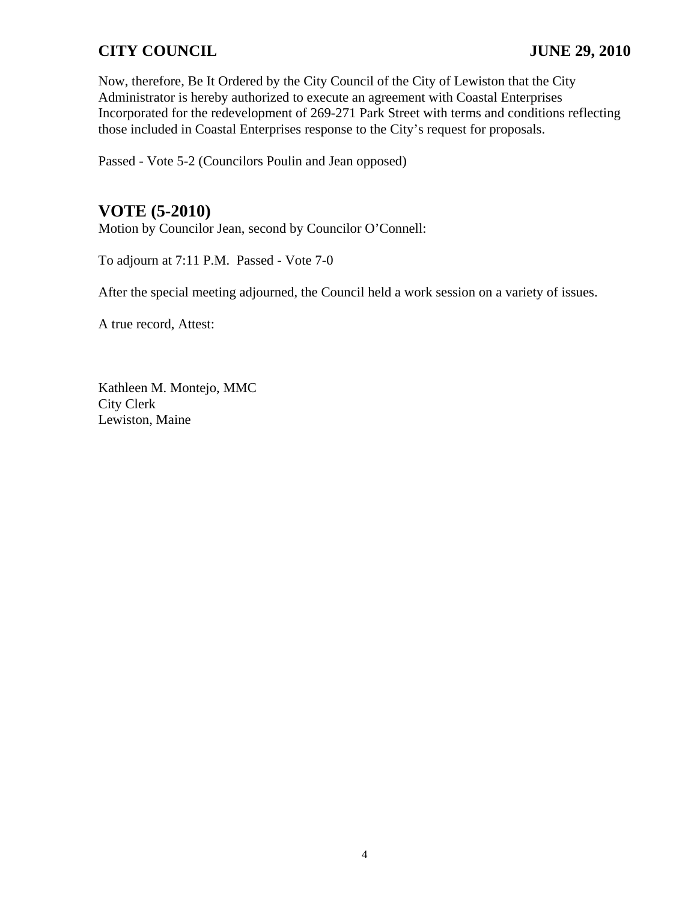Now, therefore, Be It Ordered by the City Council of the City of Lewiston that the City Administrator is hereby authorized to execute an agreement with Coastal Enterprises Incorporated for the redevelopment of 269-271 Park Street with terms and conditions reflecting those included in Coastal Enterprises response to the City's request for proposals.

Passed - Vote 5-2 (Councilors Poulin and Jean opposed)

## VOTE (5-2010)

Motion by Councilor Jean, second by Councilor O'Connell:

To adjourn at 7:11 P.M. Passed - Vote 7-0

After the special meeting adjourned, the Council held a work session on a variety of issues.

A true record, Attest:

Kathleen M. Montejo, MMC
City Clerk
Lewiston, Maine